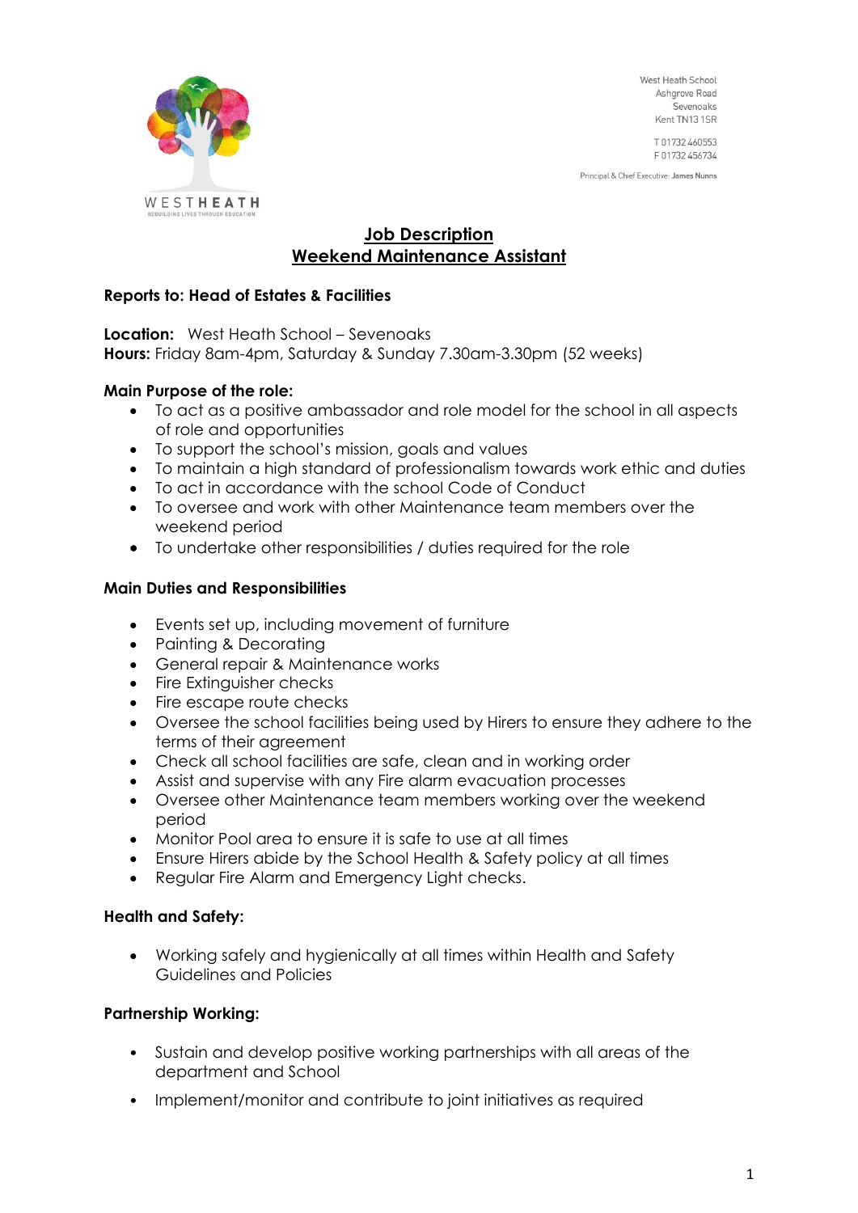West Heath School
Ashgrove Road
Sevenoaks
Kent TN13 1SR

T 01732 460553
F 01732 456734

Principal & Chief Executive: James Nunns

# Job Description
# Weekend Maintenance Assistant

**Reports to: Head of Estates & Facilities**

**Location:** West Heath School – Sevenoaks
**Hours:** Friday 8am-4pm, Saturday & Sunday 7.30am-3.30pm (52 weeks)

**Main Purpose of the role:**

- To act as a positive ambassador and role model for the school in all aspects of role and opportunities
- To support the school's mission, goals and values
- To maintain a high standard of professionalism towards work ethic and duties
- To act in accordance with the school Code of Conduct
- To oversee and work with other Maintenance team members over the weekend period
- To undertake other responsibilities / duties required for the role

**Main Duties and Responsibilities**

- Events set up, including movement of furniture
- Painting & Decorating
- General repair & Maintenance works
- Fire Extinguisher checks
- Fire escape route checks
- Oversee the school facilities being used by Hirers to ensure they adhere to the terms of their agreement
- Check all school facilities are safe, clean and in working order
- Assist and supervise with any Fire alarm evacuation processes
- Oversee other Maintenance team members working over the weekend period
- Monitor Pool area to ensure it is safe to use at all times
- Ensure Hirers abide by the School Health & Safety policy at all times
- Regular Fire Alarm and Emergency Light checks.

**Health and Safety:**

- Working safely and hygienically at all times within Health and Safety Guidelines and Policies

**Partnership Working:**

- Sustain and develop positive working partnerships with all areas of the department and School
- Implement/monitor and contribute to joint initiatives as required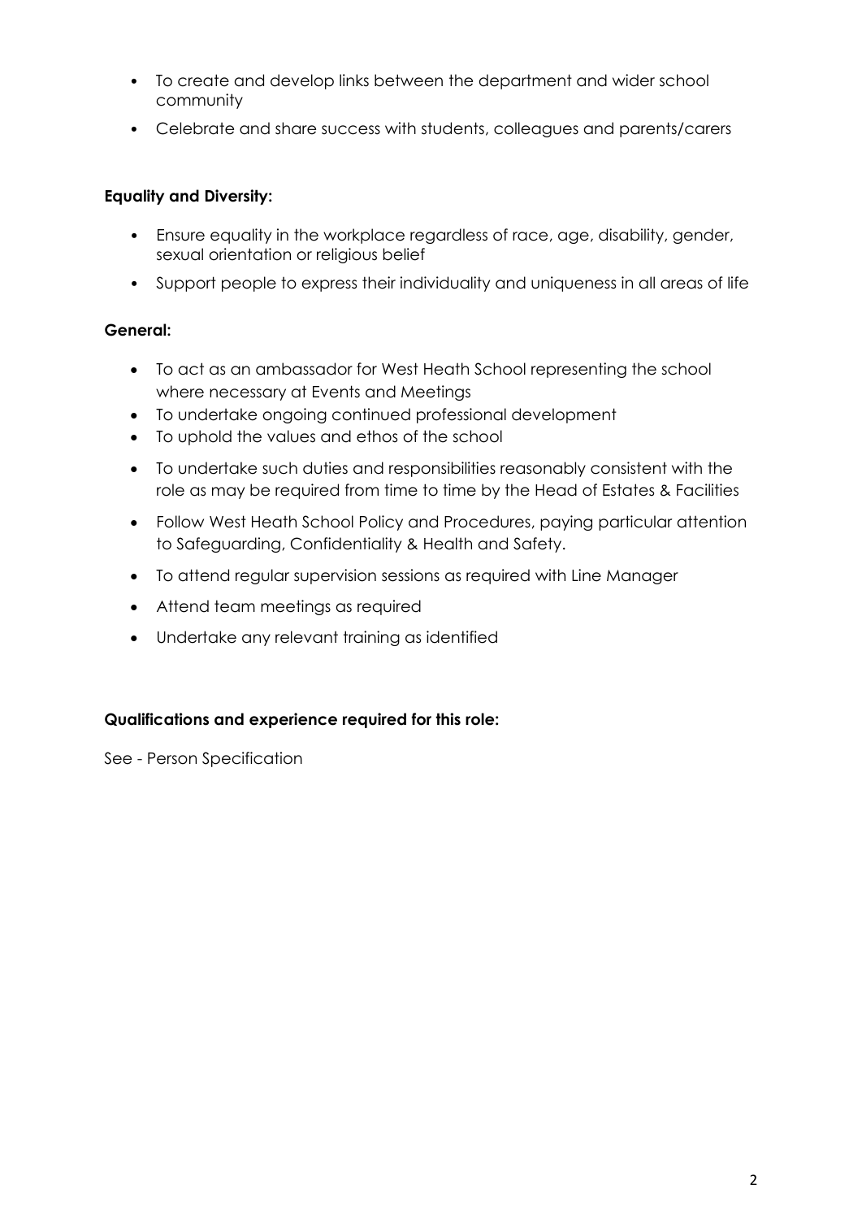- To create and develop links between the department and wider school community
- Celebrate and share success with students, colleagues and parents/carers

**Equality and Diversity:**

- Ensure equality in the workplace regardless of race, age, disability, gender, sexual orientation or religious belief
- Support people to express their individuality and uniqueness in all areas of life

**General:**

- To act as an ambassador for West Heath School representing the school where necessary at Events and Meetings
- To undertake ongoing continued professional development
- To uphold the values and ethos of the school
- To undertake such duties and responsibilities reasonably consistent with the role as may be required from time to time by the Head of Estates & Facilities
- Follow West Heath School Policy and Procedures, paying particular attention to Safeguarding, Confidentiality & Health and Safety.
- To attend regular supervision sessions as required with Line Manager
- Attend team meetings as required
- Undertake any relevant training as identified

**Qualifications and experience required for this role:**

See - Person Specification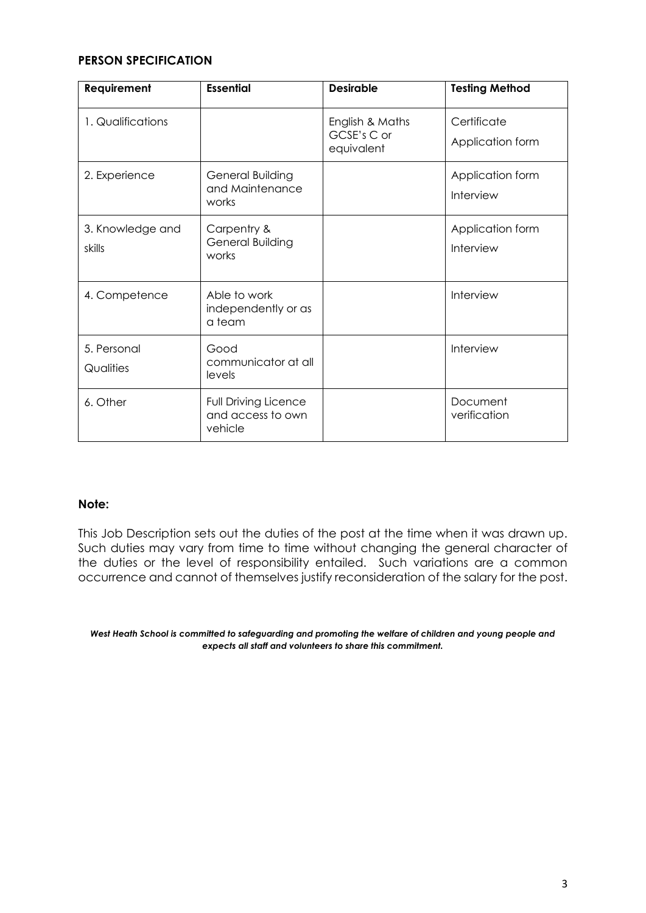**PERSON SPECIFICATION**

| Requirement | Essential | Desirable | Testing Method |
|---|---|---|---|
| 1. Qualifications | | English & Maths GCSE's C or equivalent | Certificate<br>Application form |
| 2. Experience | General Building and Maintenance works | | Application form<br>Interview |
| 3. Knowledge and skills | Carpentry & General Building works | | Application form<br>Interview |
| 4. Competence | Able to work independently or as a team | | Interview |
| 5. Personal Qualities | Good communicator at all levels | | Interview |
| 6. Other | Full Driving Licence and access to own vehicle | | Document verification |

**Note:**

This Job Description sets out the duties of the post at the time when it was drawn up. Such duties may vary from time to time without changing the general character of the duties or the level of responsibility entailed. Such variations are a common occurrence and cannot of themselves justify reconsideration of the salary for the post.

***West Heath School is committed to safeguarding and promoting the welfare of children and young people and expects all staff and volunteers to share this commitment.***